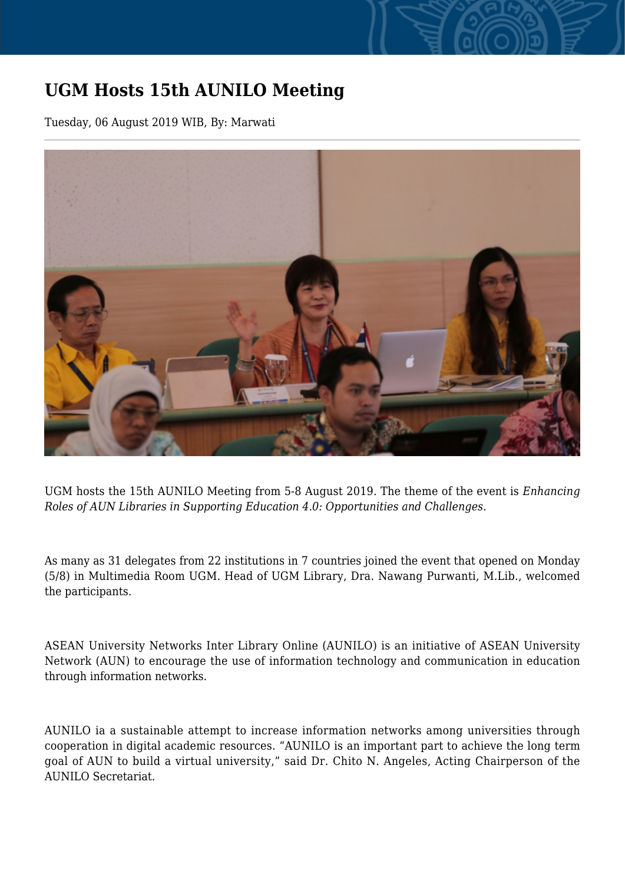# UGM Hosts 15th AUNILO Meeting

Tuesday, 06 August 2019 WIB, By: Marwati

UGM hosts the 15th AUNILO Meeting from 5-8 August 2019. The theme of the event is *Enhancing Roles of AUN Libraries in Supporting Education 4.0: Opportunities and Challenges.*

As many as 31 delegates from 22 institutions in 7 countries joined the event that opened on Monday (5/8) in Multimedia Room UGM. Head of UGM Library, Dra. Nawang Purwanti, M.Lib., welcomed the participants.

ASEAN University Networks Inter Library Online (AUNILO) is an initiative of ASEAN University Network (AUN) to encourage the use of information technology and communication in education through information networks.

AUNILO ia a sustainable attempt to increase information networks among universities through cooperation in digital academic resources. "AUNILO is an important part to achieve the long term goal of AUN to build a virtual university," said Dr. Chito N. Angeles, Acting Chairperson of the AUNILO Secretariat.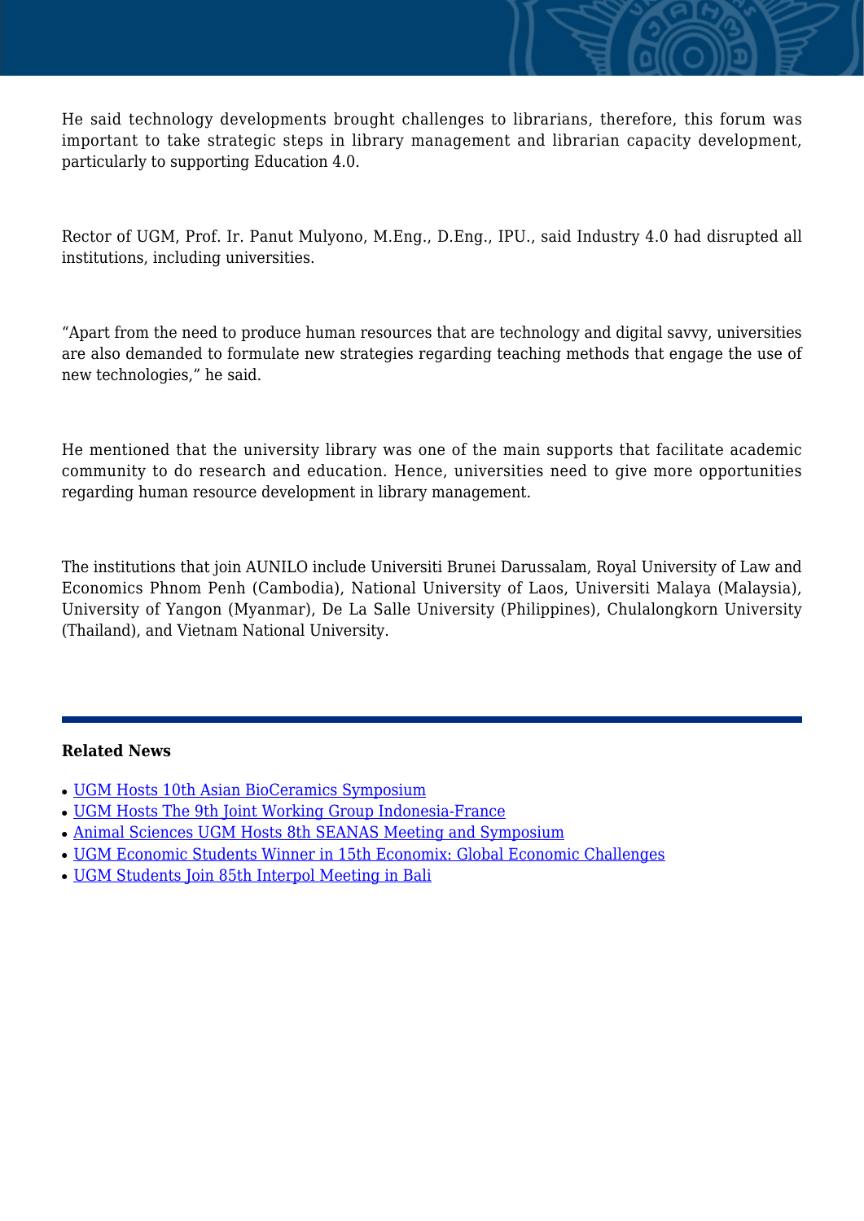He said technology developments brought challenges to librarians, therefore, this forum was important to take strategic steps in library management and librarian capacity development, particularly to supporting Education 4.0.

Rector of UGM, Prof. Ir. Panut Mulyono, M.Eng., D.Eng., IPU., said Industry 4.0 had disrupted all institutions, including universities.

"Apart from the need to produce human resources that are technology and digital savvy, universities are also demanded to formulate new strategies regarding teaching methods that engage the use of new technologies," he said.

He mentioned that the university library was one of the main supports that facilitate academic community to do research and education. Hence, universities need to give more opportunities regarding human resource development in library management.

The institutions that join AUNILO include Universiti Brunei Darussalam, Royal University of Law and Economics Phnom Penh (Cambodia), National University of Laos, Universiti Malaya (Malaysia), University of Yangon (Myanmar), De La Salle University (Philippines), Chulalongkorn University (Thailand), and Vietnam National University.

---

**Related News**

- UGM Hosts 10th Asian BioCeramics Symposium
- UGM Hosts The 9th Joint Working Group Indonesia-France
- Animal Sciences UGM Hosts 8th SEANAS Meeting and Symposium
- UGM Economic Students Winner in 15th Economix: Global Economic Challenges
- UGM Students Join 85th Interpol Meeting in Bali